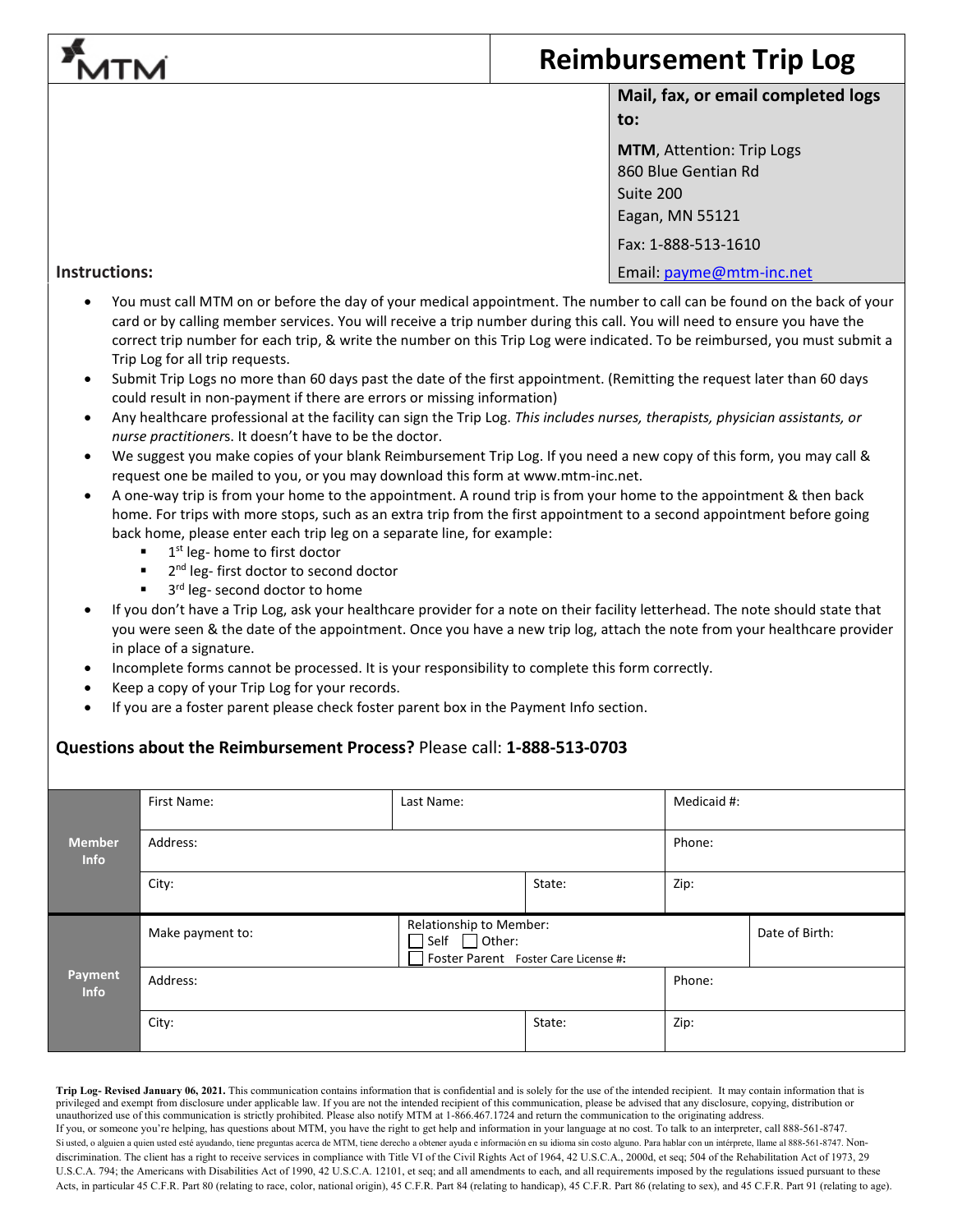MTM

# Reimbursement Trip Log

**Mail, fax, or email completed logs to:**

**MTM**, Attention: Trip Logs
860 Blue Gentian Rd
Suite 200
Eagan, MN 55121

Fax: 1-888-513-1610

Email: payme@mtm-inc.net

**Instructions:**

- You must call MTM on or before the day of your medical appointment. The number to call can be found on the back of your card or by calling member services. You will receive a trip number during this call. You will need to ensure you have the correct trip number for each trip, & write the number on this Trip Log were indicated. To be reimbursed, you must submit a Trip Log for all trip requests.
- Submit Trip Logs no more than 60 days past the date of the first appointment. (Remitting the request later than 60 days could result in non-payment if there are errors or missing information)
- Any healthcare professional at the facility can sign the Trip Log. *This includes nurses, therapists, physician assistants, or nurse practitioner*s. It doesn't have to be the doctor.
- We suggest you make copies of your blank Reimbursement Trip Log. If you need a new copy of this form, you may call & request one be mailed to you, or you may download this form at www.mtm-inc.net.
- A one-way trip is from your home to the appointment. A round trip is from your home to the appointment & then back home. For trips with more stops, such as an extra trip from the first appointment to a second appointment before going back home, please enter each trip leg on a separate line, for example:
  - 1st leg- home to first doctor
  - 2nd leg- first doctor to second doctor
  - 3rd leg- second doctor to home
- If you don't have a Trip Log, ask your healthcare provider for a note on their facility letterhead. The note should state that you were seen & the date of the appointment. Once you have a new trip log, attach the note from your healthcare provider in place of a signature.
- Incomplete forms cannot be processed. It is your responsibility to complete this form correctly.
- Keep a copy of your Trip Log for your records.
- If you are a foster parent please check foster parent box in the Payment Info section.

**Questions about the Reimbursement Process?** Please call: **1-888-513-0703**

| | | | | |
|---|---|---|---|---|
| **Member Info** | First Name: | Last Name: | | Medicaid #: |
| | Address: | | | Phone: |
| | City: | | State: | Zip: |
| **Payment Info** | Make payment to: | Relationship to Member: ☐ Self ☐ Other: ☐ Foster Parent Foster Care License #: | | Date of Birth: |
| | Address: | | | Phone: |
| | City: | | State: | Zip: |

**Trip Log- Revised January 06, 2021.** This communication contains information that is confidential and is solely for the use of the intended recipient. It may contain information that is privileged and exempt from disclosure under applicable law. If you are not the intended recipient of this communication, please be advised that any disclosure, copying, distribution or unauthorized use of this communication is strictly prohibited. Please also notify MTM at 1-866.467.1724 and return the communication to the originating address.
If you, or someone you're helping, has questions about MTM, you have the right to get help and information in your language at no cost. To talk to an interpreter, call 888-561-8747.
Si usted, o alguien a quien usted esté ayudando, tiene preguntas acerca de MTM, tiene derecho a obtener ayuda e información en su idioma sin costo alguno. Para hablar con un intérprete, llame al 888-561-8747. Non-discrimination. The client has a right to receive services in compliance with Title VI of the Civil Rights Act of 1964, 42 U.S.C.A., 2000d, et seq; 504 of the Rehabilitation Act of 1973, 29 U.S.C.A. 794; the Americans with Disabilities Act of 1990, 42 U.S.C.A. 12101, et seq; and all amendments to each, and all requirements imposed by the regulations issued pursuant to these Acts, in particular 45 C.F.R. Part 80 (relating to race, color, national origin), 45 C.F.R. Part 84 (relating to handicap), 45 C.F.R. Part 86 (relating to sex), and 45 C.F.R. Part 91 (relating to age).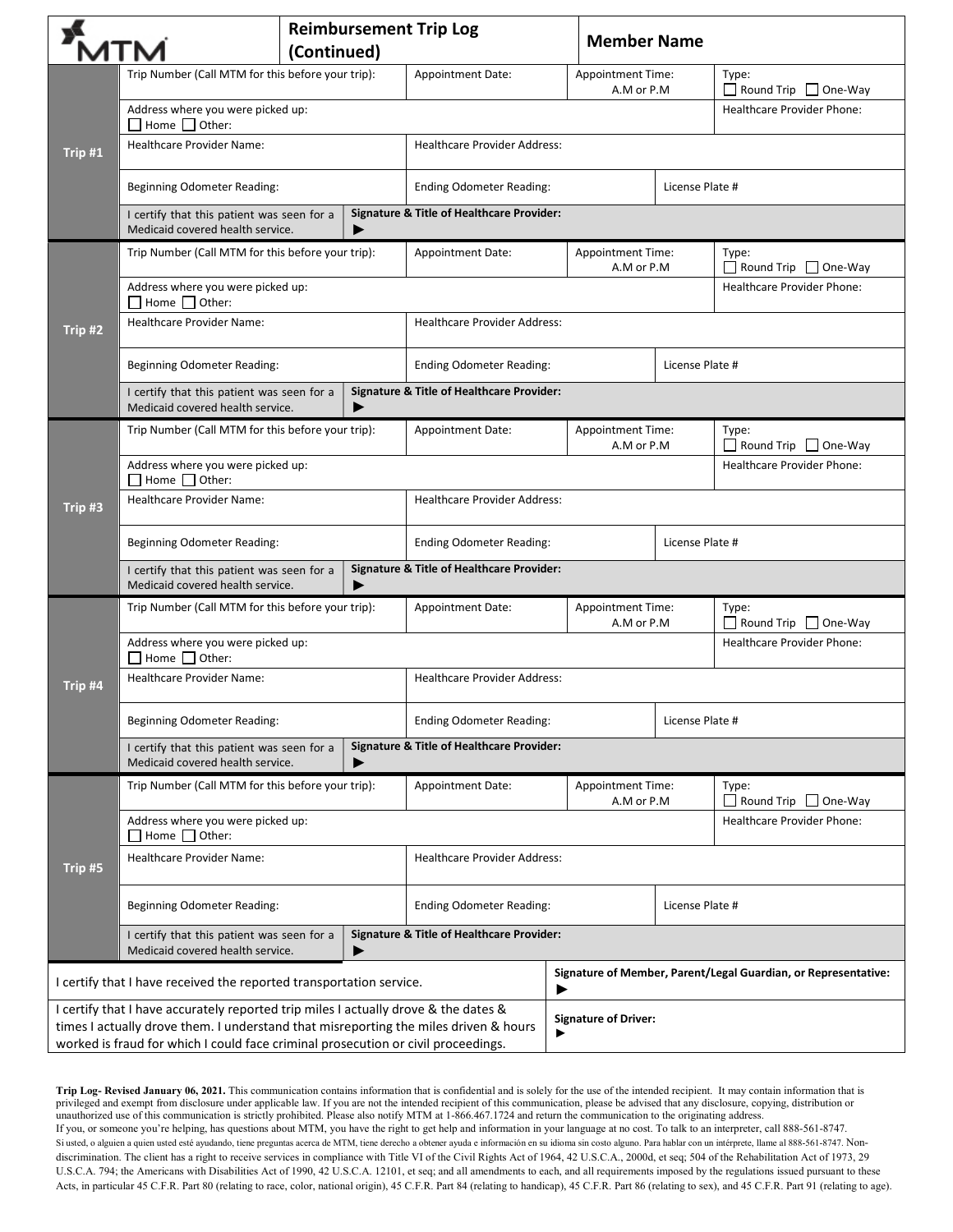# MTM Reimbursement Trip Log (Continued)

**Member Name**

| | | | | |
|---|---|---|---|---|
| **Trip #1** | Trip Number (Call MTM for this before your trip): | Appointment Date: | Appointment Time: A.M or P.M | Type: ☐ Round Trip ☐ One-Way |
| | Address where you were picked up: ☐ Home ☐ Other: | | | Healthcare Provider Phone: |
| | Healthcare Provider Name: | Healthcare Provider Address: | | |
| | Beginning Odometer Reading: | Ending Odometer Reading: | License Plate # | |
| | I certify that this patient was seen for a Medicaid covered health service. ▶ | **Signature & Title of Healthcare Provider:** | | |
| **Trip #2** | Trip Number (Call MTM for this before your trip): | Appointment Date: | Appointment Time: A.M or P.M | Type: ☐ Round Trip ☐ One-Way |
| | Address where you were picked up: ☐ Home ☐ Other: | | | Healthcare Provider Phone: |
| | Healthcare Provider Name: | Healthcare Provider Address: | | |
| | Beginning Odometer Reading: | Ending Odometer Reading: | License Plate # | |
| | I certify that this patient was seen for a Medicaid covered health service. ▶ | **Signature & Title of Healthcare Provider:** | | |
| **Trip #3** | Trip Number (Call MTM for this before your trip): | Appointment Date: | Appointment Time: A.M or P.M | Type: ☐ Round Trip ☐ One-Way |
| | Address where you were picked up: ☐ Home ☐ Other: | | | Healthcare Provider Phone: |
| | Healthcare Provider Name: | Healthcare Provider Address: | | |
| | Beginning Odometer Reading: | Ending Odometer Reading: | License Plate # | |
| | I certify that this patient was seen for a Medicaid covered health service. ▶ | **Signature & Title of Healthcare Provider:** | | |
| **Trip #4** | Trip Number (Call MTM for this before your trip): | Appointment Date: | Appointment Time: A.M or P.M | Type: ☐ Round Trip ☐ One-Way |
| | Address where you were picked up: ☐ Home ☐ Other: | | | Healthcare Provider Phone: |
| | Healthcare Provider Name: | Healthcare Provider Address: | | |
| | Beginning Odometer Reading: | Ending Odometer Reading: | License Plate # | |
| | I certify that this patient was seen for a Medicaid covered health service. ▶ | **Signature & Title of Healthcare Provider:** | | |
| **Trip #5** | Trip Number (Call MTM for this before your trip): | Appointment Date: | Appointment Time: A.M or P.M | Type: ☐ Round Trip ☐ One-Way |
| | Address where you were picked up: ☐ Home ☐ Other: | | | Healthcare Provider Phone: |
| | Healthcare Provider Name: | Healthcare Provider Address: | | |
| | Beginning Odometer Reading: | Ending Odometer Reading: | License Plate # | |
| | I certify that this patient was seen for a Medicaid covered health service. ▶ | **Signature & Title of Healthcare Provider:** | | |

| | |
|---|---|
| I certify that I have received the reported transportation service. | **Signature of Member, Parent/Legal Guardian, or Representative:** ▶ |
| I certify that I have accurately reported trip miles I actually drove & the dates & times I actually drove them. I understand that misreporting the miles driven & hours worked is fraud for which I could face criminal prosecution or civil proceedings. | **Signature of Driver:** ▶ |

**Trip Log- Revised January 06, 2021.** This communication contains information that is confidential and is solely for the use of the intended recipient. It may contain information that is privileged and exempt from disclosure under applicable law. If you are not the intended recipient of this communication, please be advised that any disclosure, copying, distribution or unauthorized use of this communication is strictly prohibited. Please also notify MTM at 1-866.467.1724 and return the communication to the originating address.
If you, or someone you're helping, has questions about MTM, you have the right to get help and information in your language at no cost. To talk to an interpreter, call 888-561-8747.
Si usted, o alguien a quien usted esté ayudando, tiene preguntas acerca de MTM, tiene derecho a obtener ayuda e información en su idioma sin costo alguno. Para hablar con un intérprete, llame al 888-561-8747. Non-discrimination. The client has a right to receive services in compliance with Title VI of the Civil Rights Act of 1964, 42 U.S.C.A., 2000d, et seq; 504 of the Rehabilitation Act of 1973, 29 U.S.C.A. 794; the Americans with Disabilities Act of 1990, 42 U.S.C.A. 12101, et seq; and all amendments to each, and all requirements imposed by the regulations issued pursuant to these Acts, in particular 45 C.F.R. Part 80 (relating to race, color, national origin), 45 C.F.R. Part 84 (relating to handicap), 45 C.F.R. Part 86 (relating to sex), and 45 C.F.R. Part 91 (relating to age).